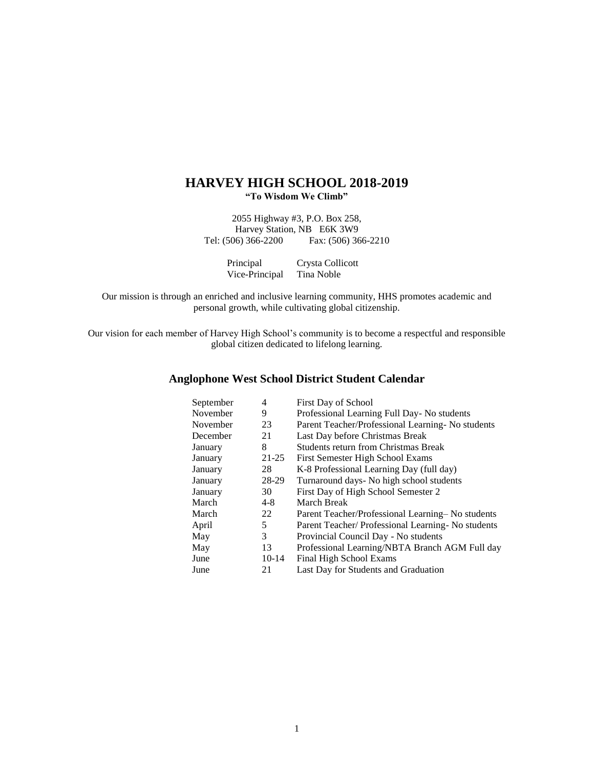# HARVEY HIGH SCHOOL 2018-2019

**"To Wisdom We Climb"**

2055 Highway #3, P.O. Box 258,
Harvey Station, NB E6K 3W9
Tel: (506) 366-2200 Fax: (506) 366-2210

| | |
|---|---|
| Principal | Crysta Collicott |
| Vice-Principal | Tina Noble |

Our mission is through an enriched and inclusive learning community, HHS promotes academic and personal growth, while cultivating global citizenship.

Our vision for each member of Harvey High School's community is to become a respectful and responsible global citizen dedicated to lifelong learning.

## Anglophone West School District Student Calendar

| Month | Date | Event |
|---|---|---|
| September | 4 | First Day of School |
| November | 9 | Professional Learning Full Day- No students |
| November | 23 | Parent Teacher/Professional Learning- No students |
| December | 21 | Last Day before Christmas Break |
| January | 8 | Students return from Christmas Break |
| January | 21-25 | First Semester High School Exams |
| January | 28 | K-8 Professional Learning Day (full day) |
| January | 28-29 | Turnaround days- No high school students |
| January | 30 | First Day of High School Semester 2 |
| March | 4-8 | March Break |
| March | 22 | Parent Teacher/Professional Learning– No students |
| April | 5 | Parent Teacher/ Professional Learning- No students |
| May | 3 | Provincial Council Day - No students |
| May | 13 | Professional Learning/NBTA Branch AGM Full day |
| June | 10-14 | Final High School Exams |
| June | 21 | Last Day for Students and Graduation |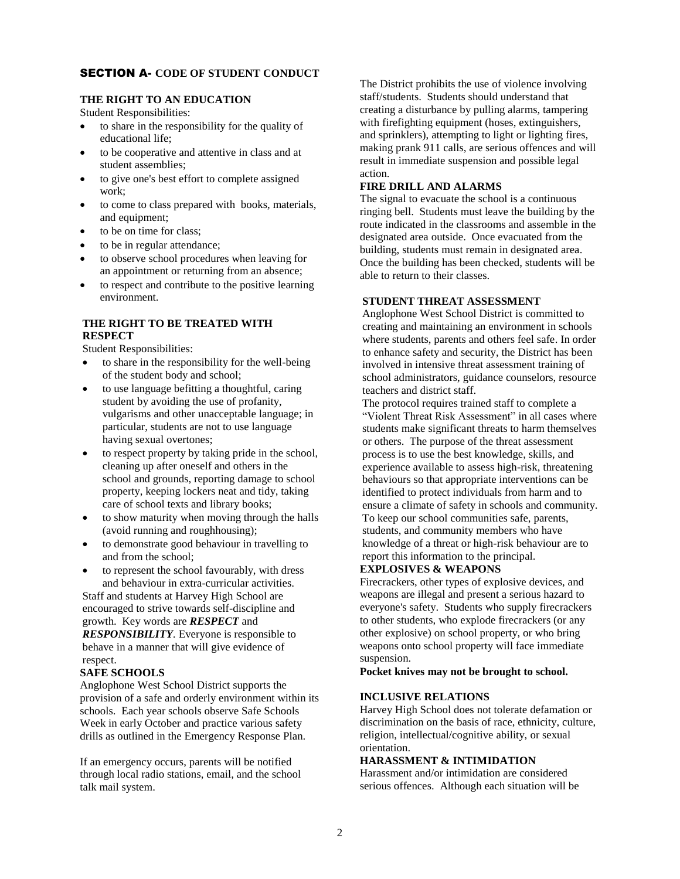## SECTION A- CODE OF STUDENT CONDUCT

### THE RIGHT TO AN EDUCATION

Student Responsibilities:

- to share in the responsibility for the quality of educational life;
- to be cooperative and attentive in class and at student assemblies;
- to give one's best effort to complete assigned work;
- to come to class prepared with books, materials, and equipment;
- to be on time for class;
- to be in regular attendance;
- to observe school procedures when leaving for an appointment or returning from an absence;
- to respect and contribute to the positive learning environment.

### THE RIGHT TO BE TREATED WITH RESPECT

Student Responsibilities:

- to share in the responsibility for the well-being of the student body and school;
- to use language befitting a thoughtful, caring student by avoiding the use of profanity, vulgarisms and other unacceptable language; in particular, students are not to use language having sexual overtones;
- to respect property by taking pride in the school, cleaning up after oneself and others in the school and grounds, reporting damage to school property, keeping lockers neat and tidy, taking care of school texts and library books;
- to show maturity when moving through the halls (avoid running and roughhousing);
- to demonstrate good behaviour in travelling to and from the school;
- to represent the school favourably, with dress and behaviour in extra-curricular activities.

Staff and students at Harvey High School are encouraged to strive towards self-discipline and growth. Key words are ***RESPECT*** and ***RESPONSIBILITY***. Everyone is responsible to behave in a manner that will give evidence of respect.

### SAFE SCHOOLS

Anglophone West School District supports the provision of a safe and orderly environment within its schools. Each year schools observe Safe Schools Week in early October and practice various safety drills as outlined in the Emergency Response Plan.

If an emergency occurs, parents will be notified through local radio stations, email, and the school talk mail system.

The District prohibits the use of violence involving staff/students. Students should understand that creating a disturbance by pulling alarms, tampering with firefighting equipment (hoses, extinguishers, and sprinklers), attempting to light or lighting fires, making prank 911 calls, are serious offences and will result in immediate suspension and possible legal action.

### FIRE DRILL AND ALARMS

The signal to evacuate the school is a continuous ringing bell. Students must leave the building by the route indicated in the classrooms and assemble in the designated area outside. Once evacuated from the building, students must remain in designated area. Once the building has been checked, students will be able to return to their classes.

### STUDENT THREAT ASSESSMENT

Anglophone West School District is committed to creating and maintaining an environment in schools where students, parents and others feel safe. In order to enhance safety and security, the District has been involved in intensive threat assessment training of school administrators, guidance counselors, resource teachers and district staff.

The protocol requires trained staff to complete a "Violent Threat Risk Assessment" in all cases where students make significant threats to harm themselves or others. The purpose of the threat assessment process is to use the best knowledge, skills, and experience available to assess high-risk, threatening behaviours so that appropriate interventions can be identified to protect individuals from harm and to ensure a climate of safety in schools and community. To keep our school communities safe, parents, students, and community members who have knowledge of a threat or high-risk behaviour are to report this information to the principal.

### EXPLOSIVES & WEAPONS

Firecrackers, other types of explosive devices, and weapons are illegal and present a serious hazard to everyone's safety. Students who supply firecrackers to other students, who explode firecrackers (or any other explosive) on school property, or who bring weapons onto school property will face immediate suspension.

**Pocket knives may not be brought to school.**

### INCLUSIVE RELATIONS

Harvey High School does not tolerate defamation or discrimination on the basis of race, ethnicity, culture, religion, intellectual/cognitive ability, or sexual orientation.

### HARASSMENT & INTIMIDATION

Harassment and/or intimidation are considered serious offences. Although each situation will be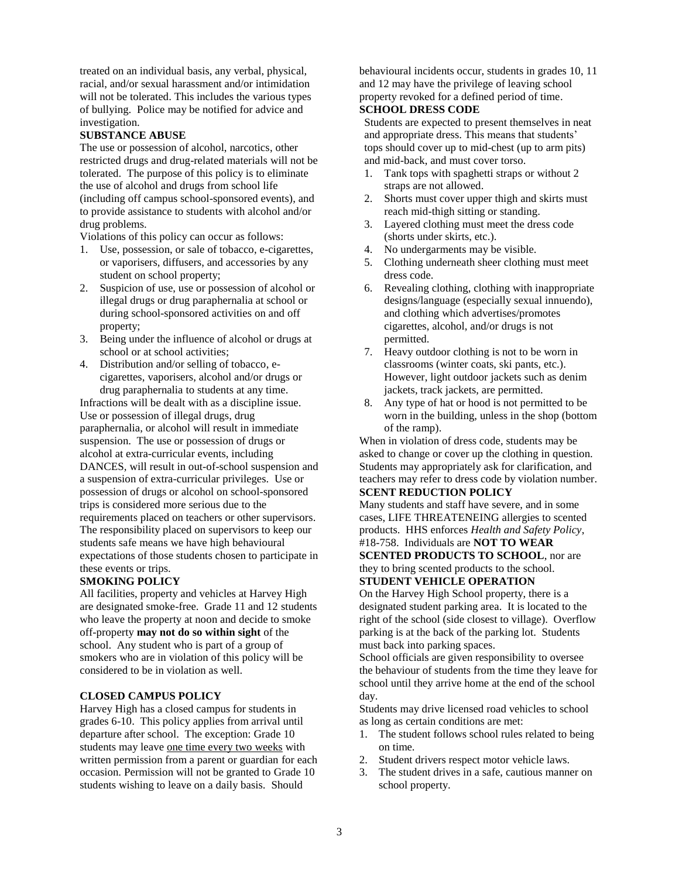treated on an individual basis, any verbal, physical, racial, and/or sexual harassment and/or intimidation will not be tolerated. This includes the various types of bullying. Police may be notified for advice and investigation.

**SUBSTANCE ABUSE**

The use or possession of alcohol, narcotics, other restricted drugs and drug-related materials will not be tolerated. The purpose of this policy is to eliminate the use of alcohol and drugs from school life (including off campus school-sponsored events), and to provide assistance to students with alcohol and/or drug problems.

Violations of this policy can occur as follows:

1. Use, possession, or sale of tobacco, e-cigarettes, or vaporisers, diffusers, and accessories by any student on school property;
2. Suspicion of use, use or possession of alcohol or illegal drugs or drug paraphernalia at school or during school-sponsored activities on and off property;
3. Being under the influence of alcohol or drugs at school or at school activities;
4. Distribution and/or selling of tobacco, e-cigarettes, vaporisers, alcohol and/or drugs or drug paraphernalia to students at any time.

Infractions will be dealt with as a discipline issue. Use or possession of illegal drugs, drug paraphernalia, or alcohol will result in immediate suspension. The use or possession of drugs or alcohol at extra-curricular events, including DANCES, will result in out-of-school suspension and a suspension of extra-curricular privileges. Use or possession of drugs or alcohol on school-sponsored trips is considered more serious due to the requirements placed on teachers or other supervisors. The responsibility placed on supervisors to keep our students safe means we have high behavioural expectations of those students chosen to participate in these events or trips.

**SMOKING POLICY**

All facilities, property and vehicles at Harvey High are designated smoke-free. Grade 11 and 12 students who leave the property at noon and decide to smoke off-property **may not do so within sight** of the school. Any student who is part of a group of smokers who are in violation of this policy will be considered to be in violation as well.

**CLOSED CAMPUS POLICY**

Harvey High has a closed campus for students in grades 6-10. This policy applies from arrival until departure after school. The exception: Grade 10 students may leave one time every two weeks with written permission from a parent or guardian for each occasion. Permission will not be granted to Grade 10 students wishing to leave on a daily basis. Should behavioural incidents occur, students in grades 10, 11 and 12 may have the privilege of leaving school property revoked for a defined period of time.

**SCHOOL DRESS CODE**

Students are expected to present themselves in neat and appropriate dress. This means that students' tops should cover up to mid-chest (up to arm pits) and mid-back, and must cover torso.

1. Tank tops with spaghetti straps or without 2 straps are not allowed.
2. Shorts must cover upper thigh and skirts must reach mid-thigh sitting or standing.
3. Layered clothing must meet the dress code (shorts under skirts, etc.).
4. No undergarments may be visible.
5. Clothing underneath sheer clothing must meet dress code.
6. Revealing clothing, clothing with inappropriate designs/language (especially sexual innuendo), and clothing which advertises/promotes cigarettes, alcohol, and/or drugs is not permitted.
7. Heavy outdoor clothing is not to be worn in classrooms (winter coats, ski pants, etc.). However, light outdoor jackets such as denim jackets, track jackets, are permitted.
8. Any type of hat or hood is not permitted to be worn in the building, unless in the shop (bottom of the ramp).

When in violation of dress code, students may be asked to change or cover up the clothing in question. Students may appropriately ask for clarification, and teachers may refer to dress code by violation number.

**SCENT REDUCTION POLICY**

Many students and staff have severe, and in some cases, LIFE THREATENEING allergies to scented products. HHS enforces *Health and Safety Policy*, #18-758. Individuals are **NOT TO WEAR SCENTED PRODUCTS TO SCHOOL**, nor are they to bring scented products to the school.

**STUDENT VEHICLE OPERATION**

On the Harvey High School property, there is a designated student parking area. It is located to the right of the school (side closest to village). Overflow parking is at the back of the parking lot. Students must back into parking spaces.

School officials are given responsibility to oversee the behaviour of students from the time they leave for school until they arrive home at the end of the school day.

Students may drive licensed road vehicles to school as long as certain conditions are met:

1. The student follows school rules related to being on time.
2. Student drivers respect motor vehicle laws.
3. The student drives in a safe, cautious manner on school property.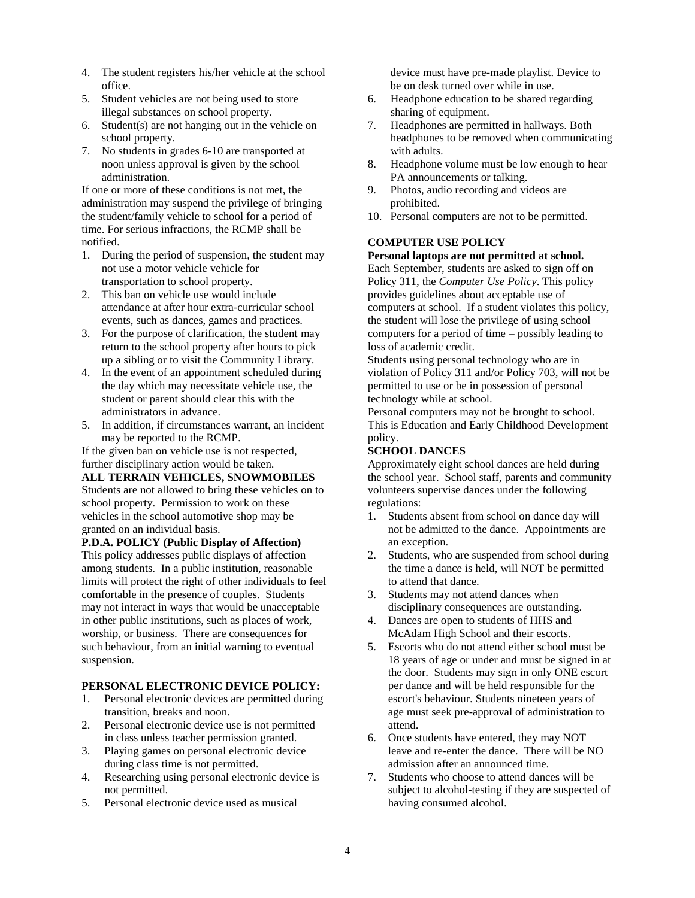4. The student registers his/her vehicle at the school office.
5. Student vehicles are not being used to store illegal substances on school property.
6. Student(s) are not hanging out in the vehicle on school property.
7. No students in grades 6-10 are transported at noon unless approval is given by the school administration.

If one or more of these conditions is not met, the administration may suspend the privilege of bringing the student/family vehicle to school for a period of time. For serious infractions, the RCMP shall be notified.

1. During the period of suspension, the student may not use a motor vehicle vehicle for transportation to school property.
2. This ban on vehicle use would include attendance at after hour extra-curricular school events, such as dances, games and practices.
3. For the purpose of clarification, the student may return to the school property after hours to pick up a sibling or to visit the Community Library.
4. In the event of an appointment scheduled during the day which may necessitate vehicle use, the student or parent should clear this with the administrators in advance.
5. In addition, if circumstances warrant, an incident may be reported to the RCMP.

If the given ban on vehicle use is not respected, further disciplinary action would be taken.

**ALL TERRAIN VEHICLES, SNOWMOBILES**

Students are not allowed to bring these vehicles on to school property. Permission to work on these vehicles in the school automotive shop may be granted on an individual basis.

**P.D.A. POLICY (Public Display of Affection)**

This policy addresses public displays of affection among students. In a public institution, reasonable limits will protect the right of other individuals to feel comfortable in the presence of couples. Students may not interact in ways that would be unacceptable in other public institutions, such as places of work, worship, or business. There are consequences for such behaviour, from an initial warning to eventual suspension.

**PERSONAL ELECTRONIC DEVICE POLICY:**

1. Personal electronic devices are permitted during transition, breaks and noon.
2. Personal electronic device use is not permitted in class unless teacher permission granted.
3. Playing games on personal electronic device during class time is not permitted.
4. Researching using personal electronic device is not permitted.
5. Personal electronic device used as musical device must have pre-made playlist. Device to be on desk turned over while in use.
6. Headphone education to be shared regarding sharing of equipment.
7. Headphones are permitted in hallways. Both headphones to be removed when communicating with adults.
8. Headphone volume must be low enough to hear PA announcements or talking.
9. Photos, audio recording and videos are prohibited.
10. Personal computers are not to be permitted.

**COMPUTER USE POLICY**

**Personal laptops are not permitted at school.**

Each September, students are asked to sign off on Policy 311, the *Computer Use Policy*. This policy provides guidelines about acceptable use of computers at school. If a student violates this policy, the student will lose the privilege of using school computers for a period of time – possibly leading to loss of academic credit.

Students using personal technology who are in violation of Policy 311 and/or Policy 703, will not be permitted to use or be in possession of personal technology while at school.

Personal computers may not be brought to school. This is Education and Early Childhood Development policy.

**SCHOOL DANCES**

Approximately eight school dances are held during the school year. School staff, parents and community volunteers supervise dances under the following regulations:

1. Students absent from school on dance day will not be admitted to the dance. Appointments are an exception.
2. Students, who are suspended from school during the time a dance is held, will NOT be permitted to attend that dance.
3. Students may not attend dances when disciplinary consequences are outstanding.
4. Dances are open to students of HHS and McAdam High School and their escorts.
5. Escorts who do not attend either school must be 18 years of age or under and must be signed in at the door. Students may sign in only ONE escort per dance and will be held responsible for the escort's behaviour. Students nineteen years of age must seek pre-approval of administration to attend.
6. Once students have entered, they may NOT leave and re-enter the dance. There will be NO admission after an announced time.
7. Students who choose to attend dances will be subject to alcohol-testing if they are suspected of having consumed alcohol.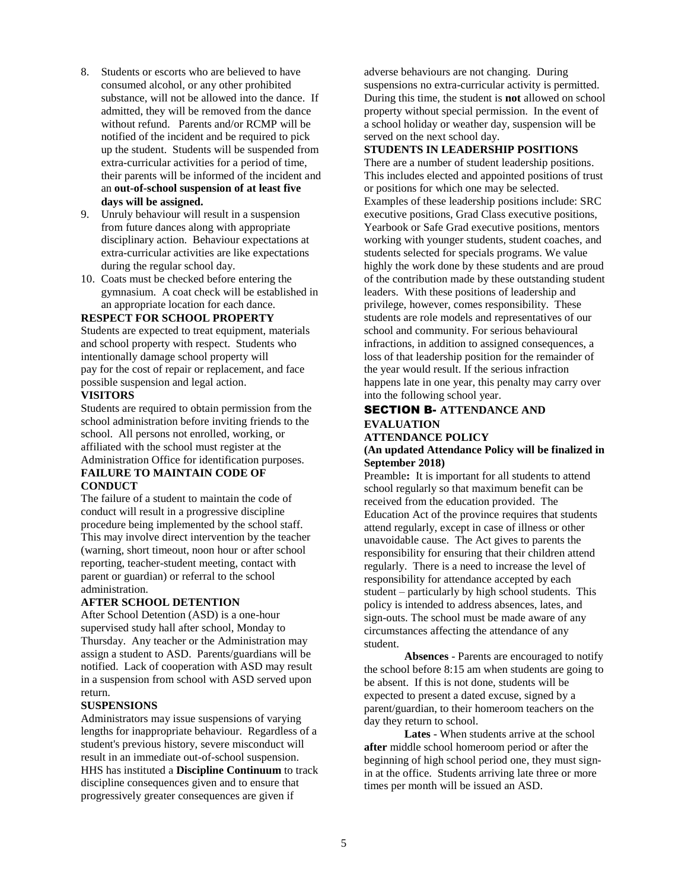8. Students or escorts who are believed to have consumed alcohol, or any other prohibited substance, will not be allowed into the dance. If admitted, they will be removed from the dance without refund. Parents and/or RCMP will be notified of the incident and be required to pick up the student. Students will be suspended from extra-curricular activities for a period of time, their parents will be informed of the incident and an **out-of-school suspension of at least five days will be assigned.**
9. Unruly behaviour will result in a suspension from future dances along with appropriate disciplinary action. Behaviour expectations at extra-curricular activities are like expectations during the regular school day.
10. Coats must be checked before entering the gymnasium. A coat check will be established in an appropriate location for each dance.

### RESPECT FOR SCHOOL PROPERTY

Students are expected to treat equipment, materials and school property with respect. Students who intentionally damage school property will pay for the cost of repair or replacement, and face possible suspension and legal action.

### VISITORS

Students are required to obtain permission from the school administration before inviting friends to the school. All persons not enrolled, working, or affiliated with the school must register at the Administration Office for identification purposes.

### FAILURE TO MAINTAIN CODE OF CONDUCT

The failure of a student to maintain the code of conduct will result in a progressive discipline procedure being implemented by the school staff. This may involve direct intervention by the teacher (warning, short timeout, noon hour or after school reporting, teacher-student meeting, contact with parent or guardian) or referral to the school administration.

### AFTER SCHOOL DETENTION

After School Detention (ASD) is a one-hour supervised study hall after school, Monday to Thursday. Any teacher or the Administration may assign a student to ASD. Parents/guardians will be notified. Lack of cooperation with ASD may result in a suspension from school with ASD served upon return.

### SUSPENSIONS

Administrators may issue suspensions of varying lengths for inappropriate behaviour. Regardless of a student's previous history, severe misconduct will result in an immediate out-of-school suspension. HHS has instituted a **Discipline Continuum** to track discipline consequences given and to ensure that progressively greater consequences are given if adverse behaviours are not changing. During suspensions no extra-curricular activity is permitted. During this time, the student is **not** allowed on school property without special permission. In the event of a school holiday or weather day, suspension will be served on the next school day.

### STUDENTS IN LEADERSHIP POSITIONS

There are a number of student leadership positions. This includes elected and appointed positions of trust or positions for which one may be selected. Examples of these leadership positions include: SRC executive positions, Grad Class executive positions, Yearbook or Safe Grad executive positions, mentors working with younger students, student coaches, and students selected for specials programs. We value highly the work done by these students and are proud of the contribution made by these outstanding student leaders. With these positions of leadership and privilege, however, comes responsibility. These students are role models and representatives of our school and community. For serious behavioural infractions, in addition to assigned consequences, a loss of that leadership position for the remainder of the year would result. If the serious infraction happens late in one year, this penalty may carry over into the following school year.

## SECTION B- ATTENDANCE AND EVALUATION

### ATTENDANCE POLICY

**(An updated Attendance Policy will be finalized in September 2018)**

Preamble**:** It is important for all students to attend school regularly so that maximum benefit can be received from the education provided. The Education Act of the province requires that students attend regularly, except in case of illness or other unavoidable cause. The Act gives to parents the responsibility for ensuring that their children attend regularly. There is a need to increase the level of responsibility for attendance accepted by each student – particularly by high school students. This policy is intended to address absences, lates, and sign-outs. The school must be made aware of any circumstances affecting the attendance of any student.

**Absences** - Parents are encouraged to notify the school before 8:15 am when students are going to be absent. If this is not done, students will be expected to present a dated excuse, signed by a parent/guardian, to their homeroom teachers on the day they return to school.

**Lates** - When students arrive at the school **after** middle school homeroom period or after the beginning of high school period one, they must sign-in at the office. Students arriving late three or more times per month will be issued an ASD.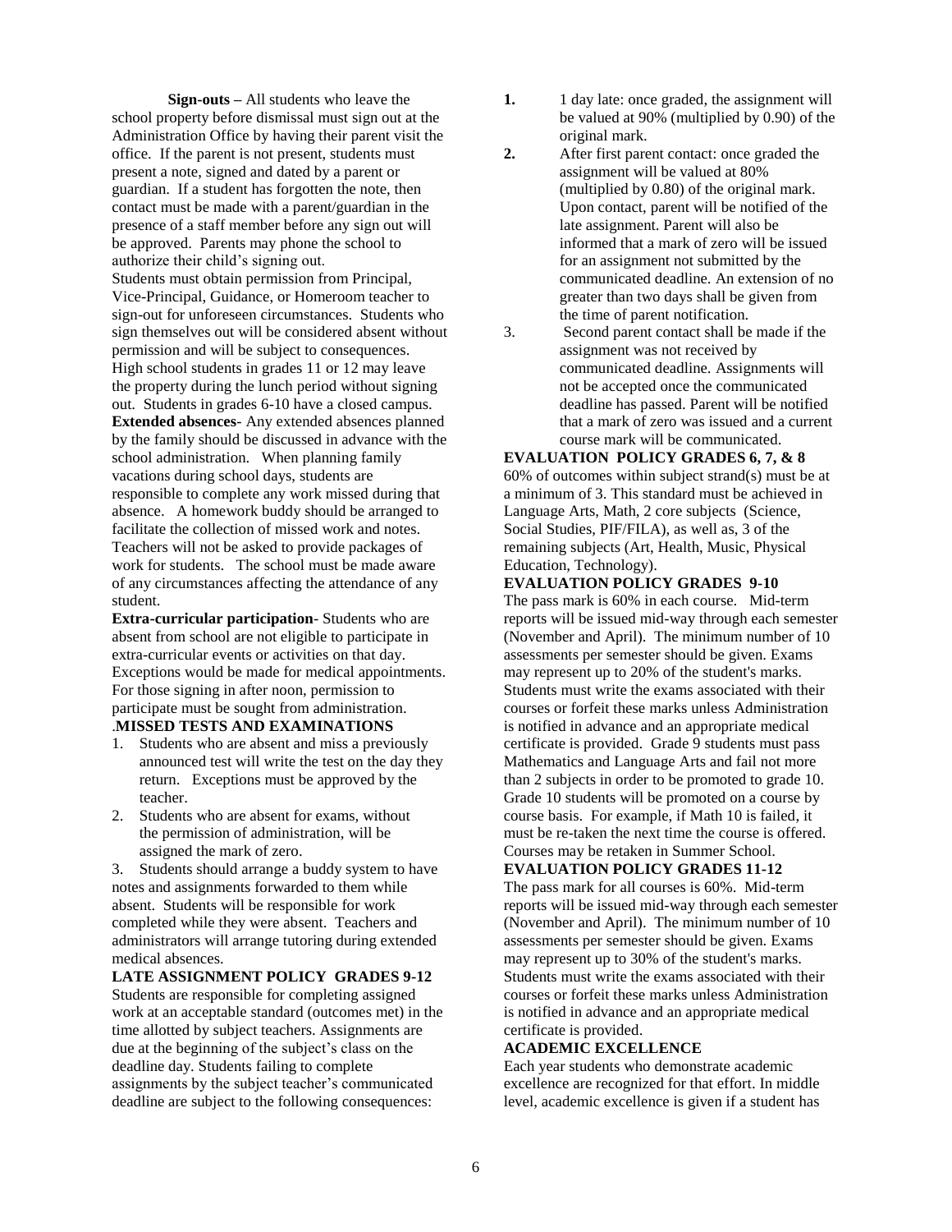**Sign-outs –** All students who leave the school property before dismissal must sign out at the Administration Office by having their parent visit the office. If the parent is not present, students must present a note, signed and dated by a parent or guardian. If a student has forgotten the note, then contact must be made with a parent/guardian in the presence of a staff member before any sign out will be approved. Parents may phone the school to authorize their child's signing out.

Students must obtain permission from Principal, Vice-Principal, Guidance, or Homeroom teacher to sign-out for unforeseen circumstances. Students who sign themselves out will be considered absent without permission and will be subject to consequences. High school students in grades 11 or 12 may leave the property during the lunch period without signing out. Students in grades 6-10 have a closed campus.

**Extended absences**- Any extended absences planned by the family should be discussed in advance with the school administration. When planning family vacations during school days, students are responsible to complete any work missed during that absence. A homework buddy should be arranged to facilitate the collection of missed work and notes. Teachers will not be asked to provide packages of work for students. The school must be made aware of any circumstances affecting the attendance of any student.

**Extra-curricular participation**- Students who are absent from school are not eligible to participate in extra-curricular events or activities on that day. Exceptions would be made for medical appointments. For those signing in after noon, permission to participate must be sought from administration.

.**MISSED TESTS AND EXAMINATIONS**

1. Students who are absent and miss a previously announced test will write the test on the day they return. Exceptions must be approved by the teacher.
2. Students who are absent for exams, without the permission of administration, will be assigned the mark of zero.
3. Students should arrange a buddy system to have notes and assignments forwarded to them while absent. Students will be responsible for work completed while they were absent. Teachers and administrators will arrange tutoring during extended medical absences.

**LATE ASSIGNMENT POLICY GRADES 9-12**

Students are responsible for completing assigned work at an acceptable standard (outcomes met) in the time allotted by subject teachers. Assignments are due at the beginning of the subject's class on the deadline day. Students failing to complete assignments by the subject teacher's communicated deadline are subject to the following consequences:

1. 1 day late: once graded, the assignment will be valued at 90% (multiplied by 0.90) of the original mark.
2. After first parent contact: once graded the assignment will be valued at 80% (multiplied by 0.80) of the original mark. Upon contact, parent will be notified of the late assignment. Parent will also be informed that a mark of zero will be issued for an assignment not submitted by the communicated deadline. An extension of no greater than two days shall be given from the time of parent notification.
3. Second parent contact shall be made if the assignment was not received by communicated deadline. Assignments will not be accepted once the communicated deadline has passed. Parent will be notified that a mark of zero was issued and a current course mark will be communicated.

**EVALUATION POLICY GRADES 6, 7, & 8**

60% of outcomes within subject strand(s) must be at a minimum of 3. This standard must be achieved in Language Arts, Math, 2 core subjects (Science, Social Studies, PIF/FILA), as well as, 3 of the remaining subjects (Art, Health, Music, Physical Education, Technology).

**EVALUATION POLICY GRADES 9-10**

The pass mark is 60% in each course. Mid-term reports will be issued mid-way through each semester (November and April). The minimum number of 10 assessments per semester should be given. Exams may represent up to 20% of the student's marks. Students must write the exams associated with their courses or forfeit these marks unless Administration is notified in advance and an appropriate medical certificate is provided. Grade 9 students must pass Mathematics and Language Arts and fail not more than 2 subjects in order to be promoted to grade 10. Grade 10 students will be promoted on a course by course basis. For example, if Math 10 is failed, it must be re-taken the next time the course is offered. Courses may be retaken in Summer School.

**EVALUATION POLICY GRADES 11-12**

The pass mark for all courses is 60%. Mid-term reports will be issued mid-way through each semester (November and April). The minimum number of 10 assessments per semester should be given. Exams may represent up to 30% of the student's marks. Students must write the exams associated with their courses or forfeit these marks unless Administration is notified in advance and an appropriate medical certificate is provided.

**ACADEMIC EXCELLENCE**

Each year students who demonstrate academic excellence are recognized for that effort. In middle level, academic excellence is given if a student has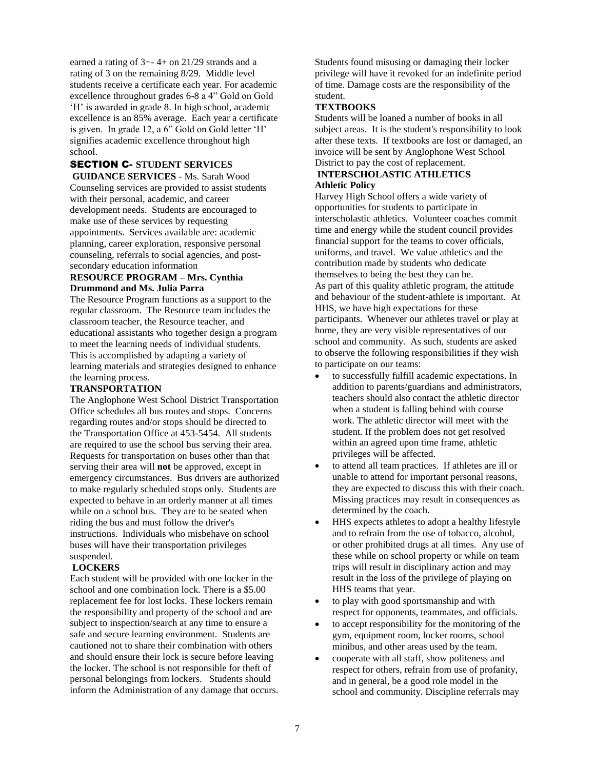earned a rating of 3+- 4+ on 21/29 strands and a rating of 3 on the remaining 8/29. Middle level students receive a certificate each year. For academic excellence throughout grades 6-8 a 4" Gold on Gold 'H' is awarded in grade 8. In high school, academic excellence is an 85% average. Each year a certificate is given. In grade 12, a 6" Gold on Gold letter 'H' signifies academic excellence throughout high school.

## SECTION C- STUDENT SERVICES

**GUIDANCE SERVICES** - Ms. Sarah Wood

Counseling services are provided to assist students with their personal, academic, and career development needs. Students are encouraged to make use of these services by requesting appointments. Services available are: academic planning, career exploration, responsive personal counseling, referrals to social agencies, and post-secondary education information

**RESOURCE PROGRAM – Mrs. Cynthia Drummond and Ms. Julia Parra**

The Resource Program functions as a support to the regular classroom. The Resource team includes the classroom teacher, the Resource teacher, and educational assistants who together design a program to meet the learning needs of individual students. This is accomplished by adapting a variety of learning materials and strategies designed to enhance the learning process.

**TRANSPORTATION**

The Anglophone West School District Transportation Office schedules all bus routes and stops. Concerns regarding routes and/or stops should be directed to the Transportation Office at 453-5454. All students are required to use the school bus serving their area. Requests for transportation on buses other than that serving their area will **not** be approved, except in emergency circumstances. Bus drivers are authorized to make regularly scheduled stops only. Students are expected to behave in an orderly manner at all times while on a school bus. They are to be seated when riding the bus and must follow the driver's instructions. Individuals who misbehave on school buses will have their transportation privileges suspended.

**LOCKERS**

Each student will be provided with one locker in the school and one combination lock. There is a $5.00 replacement fee for lost locks. These lockers remain the responsibility and property of the school and are subject to inspection/search at any time to ensure a safe and secure learning environment. Students are cautioned not to share their combination with others and should ensure their lock is secure before leaving the locker. The school is not responsible for theft of personal belongings from lockers. Students should inform the Administration of any damage that occurs. Students found misusing or damaging their locker privilege will have it revoked for an indefinite period of time. Damage costs are the responsibility of the student.

**TEXTBOOKS**

Students will be loaned a number of books in all subject areas. It is the student's responsibility to look after these texts. If textbooks are lost or damaged, an invoice will be sent by Anglophone West School District to pay the cost of replacement.

**INTERSCHOLASTIC ATHLETICS**

**Athletic Policy**

Harvey High School offers a wide variety of opportunities for students to participate in interscholastic athletics. Volunteer coaches commit time and energy while the student council provides financial support for the teams to cover officials, uniforms, and travel. We value athletics and the contribution made by students who dedicate themselves to being the best they can be.

As part of this quality athletic program, the attitude and behaviour of the student-athlete is important. At HHS, we have high expectations for these participants. Whenever our athletes travel or play at home, they are very visible representatives of our school and community. As such, students are asked to observe the following responsibilities if they wish to participate on our teams:

- to successfully fulfill academic expectations. In addition to parents/guardians and administrators, teachers should also contact the athletic director when a student is falling behind with course work. The athletic director will meet with the student. If the problem does not get resolved within an agreed upon time frame, athletic privileges will be affected.
- to attend all team practices. If athletes are ill or unable to attend for important personal reasons, they are expected to discuss this with their coach. Missing practices may result in consequences as determined by the coach.
- HHS expects athletes to adopt a healthy lifestyle and to refrain from the use of tobacco, alcohol, or other prohibited drugs at all times. Any use of these while on school property or while on team trips will result in disciplinary action and may result in the loss of the privilege of playing on HHS teams that year.
- to play with good sportsmanship and with respect for opponents, teammates, and officials.
- to accept responsibility for the monitoring of the gym, equipment room, locker rooms, school minibus, and other areas used by the team.
- cooperate with all staff, show politeness and respect for others, refrain from use of profanity, and in general, be a good role model in the school and community. Discipline referrals may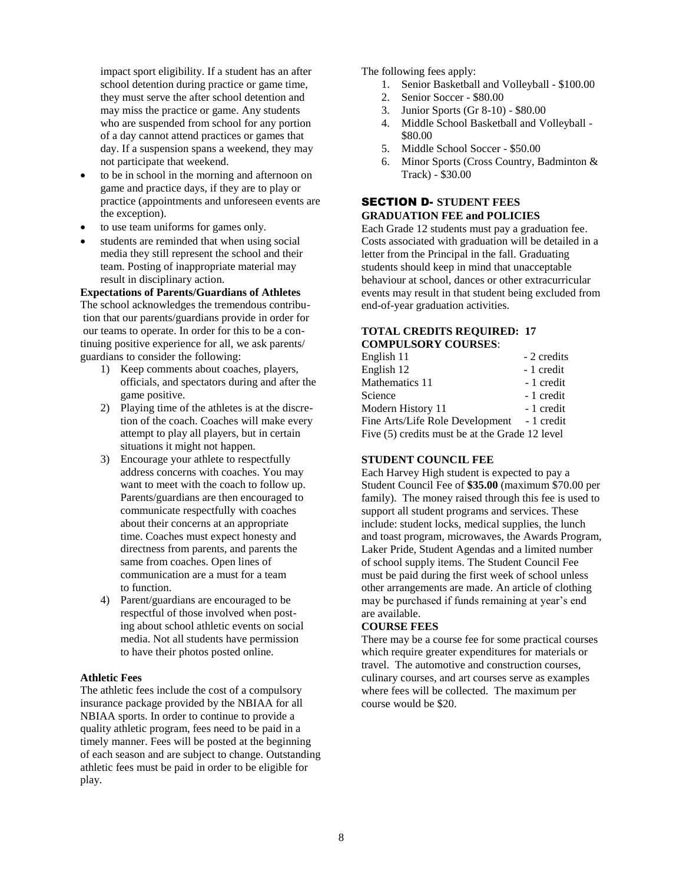impact sport eligibility. If a student has an after school detention during practice or game time, they must serve the after school detention and may miss the practice or game. Any students who are suspended from school for any portion of a day cannot attend practices or games that day. If a suspension spans a weekend, they may not participate that weekend.

- to be in school in the morning and afternoon on game and practice days, if they are to play or practice (appointments and unforeseen events are the exception).
- to use team uniforms for games only.
- students are reminded that when using social media they still represent the school and their team. Posting of inappropriate material may result in disciplinary action.

**Expectations of Parents/Guardians of Athletes**

The school acknowledges the tremendous contribution that our parents/guardians provide in order for our teams to operate. In order for this to be a continuing positive experience for all, we ask parents/guardians to consider the following:

1) Keep comments about coaches, players, officials, and spectators during and after the game positive.
2) Playing time of the athletes is at the discretion of the coach. Coaches will make every attempt to play all players, but in certain situations it might not happen.
3) Encourage your athlete to respectfully address concerns with coaches. You may want to meet with the coach to follow up. Parents/guardians are then encouraged to communicate respectfully with coaches about their concerns at an appropriate time. Coaches must expect honesty and directness from parents, and parents the same from coaches. Open lines of communication are a must for a team to function.
4) Parent/guardians are encouraged to be respectful of those involved when posting about school athletic events on social media. Not all students have permission to have their photos posted online.

**Athletic Fees**

The athletic fees include the cost of a compulsory insurance package provided by the NBIAA for all NBIAA sports. In order to continue to provide a quality athletic program, fees need to be paid in a timely manner. Fees will be posted at the beginning of each season and are subject to change. Outstanding athletic fees must be paid in order to be eligible for play.

The following fees apply:

1. Senior Basketball and Volleyball - $100.00
2. Senior Soccer - $80.00
3. Junior Sports (Gr 8-10) - $80.00
4. Middle School Basketball and Volleyball - $80.00
5. Middle School Soccer - $50.00
6. Minor Sports (Cross Country, Badminton & Track) - $30.00

## SECTION D- STUDENT FEES

**GRADUATION FEE and POLICIES**

Each Grade 12 students must pay a graduation fee. Costs associated with graduation will be detailed in a letter from the Principal in the fall. Graduating students should keep in mind that unacceptable behaviour at school, dances or other extracurricular events may result in that student being excluded from end-of-year graduation activities.

**TOTAL CREDITS REQUIRED: 17**

**COMPULSORY COURSES**:

| | |
|---|---|
| English 11 | - 2 credits |
| English 12 | - 1 credit |
| Mathematics 11 | - 1 credit |
| Science | - 1 credit |
| Modern History 11 | - 1 credit |
| Fine Arts/Life Role Development | - 1 credit |

Five (5) credits must be at the Grade 12 level

**STUDENT COUNCIL FEE**

Each Harvey High student is expected to pay a Student Council Fee of **$35.00** (maximum $70.00 per family). The money raised through this fee is used to support all student programs and services. These include: student locks, medical supplies, the lunch and toast program, microwaves, the Awards Program, Laker Pride, Student Agendas and a limited number of school supply items. The Student Council Fee must be paid during the first week of school unless other arrangements are made. An article of clothing may be purchased if funds remaining at year's end are available.

**COURSE FEES**

There may be a course fee for some practical courses which require greater expenditures for materials or travel. The automotive and construction courses, culinary courses, and art courses serve as examples where fees will be collected. The maximum per course would be $20.